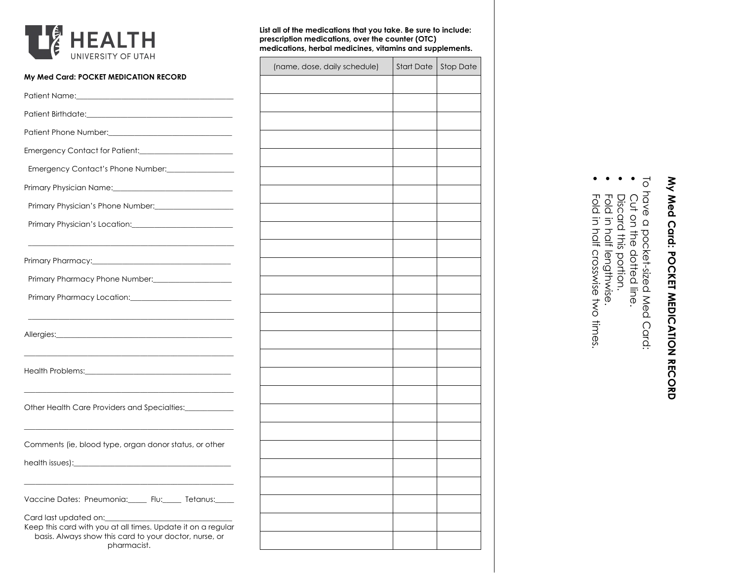HEALTH
UNIVERSITY OF UTAH

**My Med Card: POCKET MEDICATION RECORD**

Patient Name:________________________________________

Patient Birthdate:______________________________________

Patient Phone Number:_________________________________

Emergency Contact for Patient:_________________________

Emergency Contact's Phone Number:_________________

Primary Physician Name:_______________________________

Primary Physician's Phone Number:_____________________

Primary Physician's Location:__________________________

_______________________________________________________

Primary Pharmacy:_____________________________________

Primary Pharmacy Phone Number:_____________________

Primary Pharmacy Location:__________________________

_______________________________________________________

Allergies:_______________________________________________

_______________________________________________________

Health Problems:_______________________________________

_______________________________________________________

Other Health Care Providers and Specialties:_____________

_______________________________________________________

Comments (ie, blood type, organ donor status, or other health issues):__________________________________________

_______________________________________________________

Vaccine Dates: Pneumonia:_____ Flu:_____ Tetanus:_____

Card last updated on:__________________________________

Keep this card with you at all times. Update it on a regular basis. Always show this card to your doctor, nurse, or pharmacist.

**List all of the medications that you take. Be sure to include: prescription medications, over the counter (OTC) medications, herbal medicines, vitamins and supplements.**

| (name, dose, daily schedule) | Start Date | Stop Date |
| --- | --- | --- |
| | | |
| | | |
| | | |
| | | |
| | | |
| | | |
| | | |
| | | |
| | | |
| | | |
| | | |
| | | |
| | | |
| | | |
| | | |
| | | |
| | | |
| | | |
| | | |
| | | |
| | | |
| | | |
| | | |
| | | |
| | | |
| | | |

**My Med Card: POCKET MEDICATION RECORD**

To have a pocket-sized Med Card:

- Cut on the dotted line.
- Discard this portion.
- Fold in half lengthwise.
- Fold in half crosswise two times.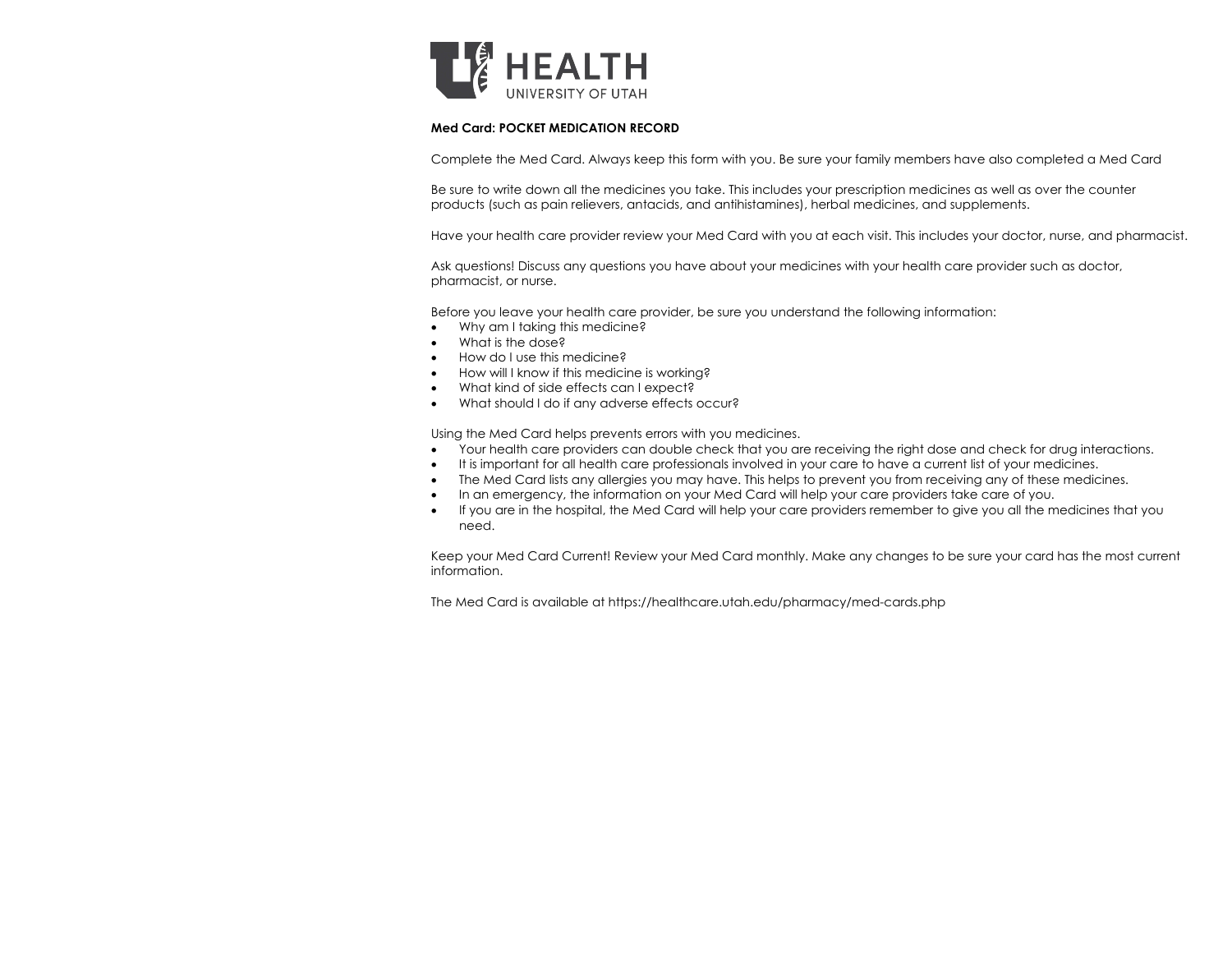U HEALTH
UNIVERSITY OF UTAH

**Med Card: POCKET MEDICATION RECORD**

Complete the Med Card. Always keep this form with you. Be sure your family members have also completed a Med Card

Be sure to write down all the medicines you take. This includes your prescription medicines as well as over the counter products (such as pain relievers, antacids, and antihistamines), herbal medicines, and supplements.

Have your health care provider review your Med Card with you at each visit. This includes your doctor, nurse, and pharmacist.

Ask questions! Discuss any questions you have about your medicines with your health care provider such as doctor, pharmacist, or nurse.

Before you leave your health care provider, be sure you understand the following information:

- Why am I taking this medicine?
- What is the dose?
- How do I use this medicine?
- How will I know if this medicine is working?
- What kind of side effects can I expect?
- What should I do if any adverse effects occur?

Using the Med Card helps prevents errors with you medicines.

- Your health care providers can double check that you are receiving the right dose and check for drug interactions.
- It is important for all health care professionals involved in your care to have a current list of your medicines.
- The Med Card lists any allergies you may have. This helps to prevent you from receiving any of these medicines.
- In an emergency, the information on your Med Card will help your care providers take care of you.
- If you are in the hospital, the Med Card will help your care providers remember to give you all the medicines that you need.

Keep your Med Card Current! Review your Med Card monthly. Make any changes to be sure your card has the most current information.

The Med Card is available at https://healthcare.utah.edu/pharmacy/med-cards.php